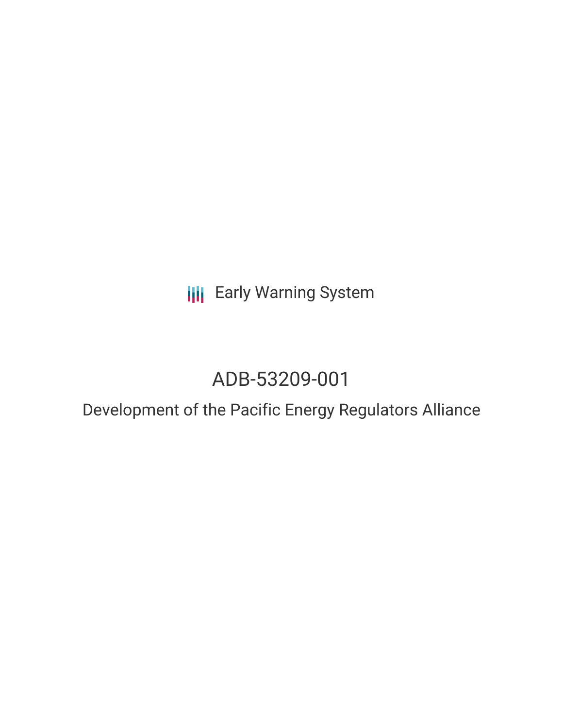Early Warning System

# ADB-53209-001

## Development of the Pacific Energy Regulators Alliance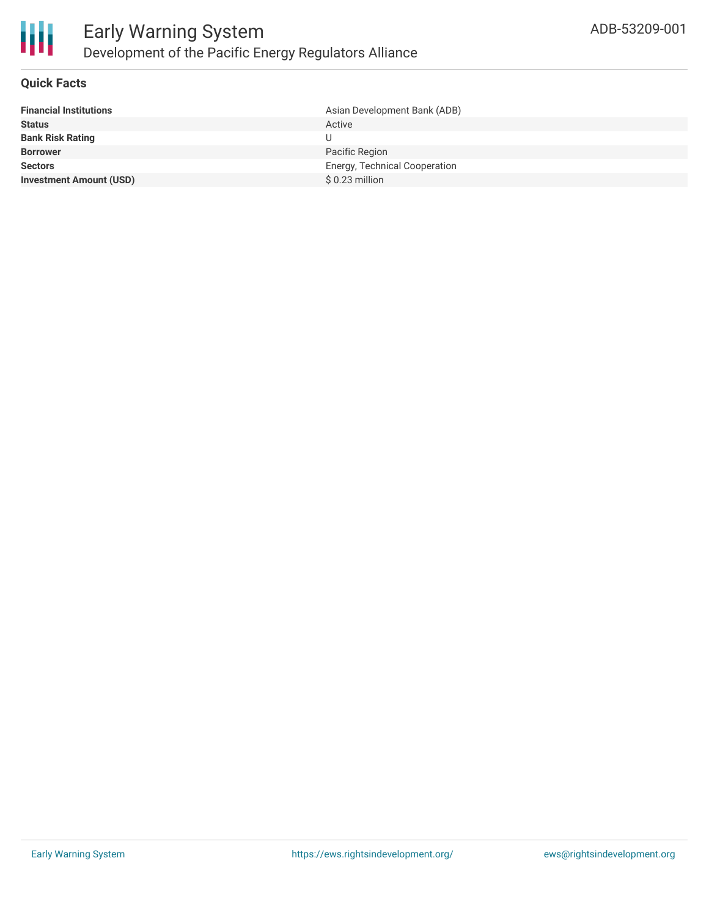## Quick Facts

| | |
|---|---|
| **Financial Institutions** | Asian Development Bank (ADB) |
| **Status** | Active |
| **Bank Risk Rating** | U |
| **Borrower** | Pacific Region |
| **Sectors** | Energy, Technical Cooperation |
| **Investment Amount (USD)** | $ 0.23 million |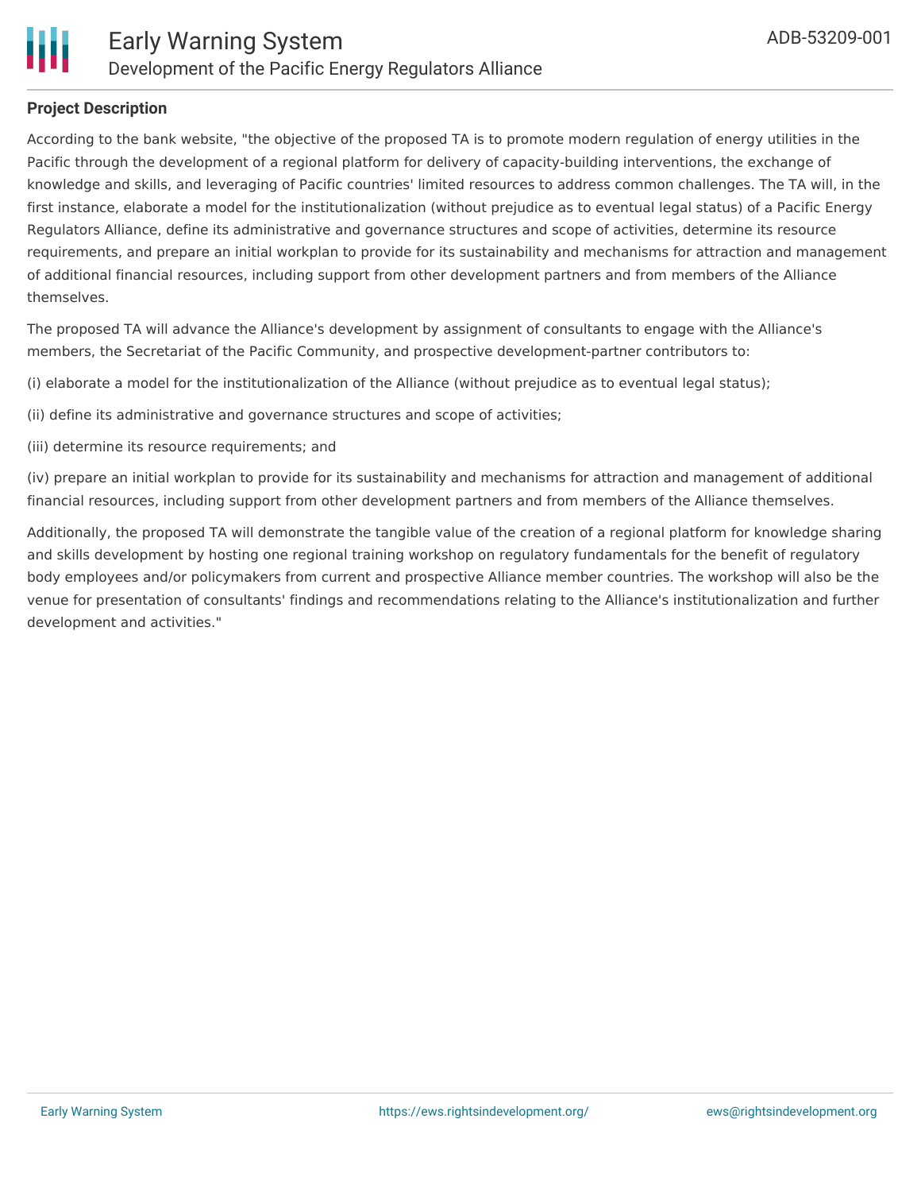**Project Description**

According to the bank website, "the objective of the proposed TA is to promote modern regulation of energy utilities in the Pacific through the development of a regional platform for delivery of capacity-building interventions, the exchange of knowledge and skills, and leveraging of Pacific countries' limited resources to address common challenges. The TA will, in the first instance, elaborate a model for the institutionalization (without prejudice as to eventual legal status) of a Pacific Energy Regulators Alliance, define its administrative and governance structures and scope of activities, determine its resource requirements, and prepare an initial workplan to provide for its sustainability and mechanisms for attraction and management of additional financial resources, including support from other development partners and from members of the Alliance themselves.

The proposed TA will advance the Alliance's development by assignment of consultants to engage with the Alliance's members, the Secretariat of the Pacific Community, and prospective development-partner contributors to:

(i) elaborate a model for the institutionalization of the Alliance (without prejudice as to eventual legal status);

(ii) define its administrative and governance structures and scope of activities;

(iii) determine its resource requirements; and

(iv) prepare an initial workplan to provide for its sustainability and mechanisms for attraction and management of additional financial resources, including support from other development partners and from members of the Alliance themselves.

Additionally, the proposed TA will demonstrate the tangible value of the creation of a regional platform for knowledge sharing and skills development by hosting one regional training workshop on regulatory fundamentals for the benefit of regulatory body employees and/or policymakers from current and prospective Alliance member countries. The workshop will also be the venue for presentation of consultants' findings and recommendations relating to the Alliance's institutionalization and further development and activities."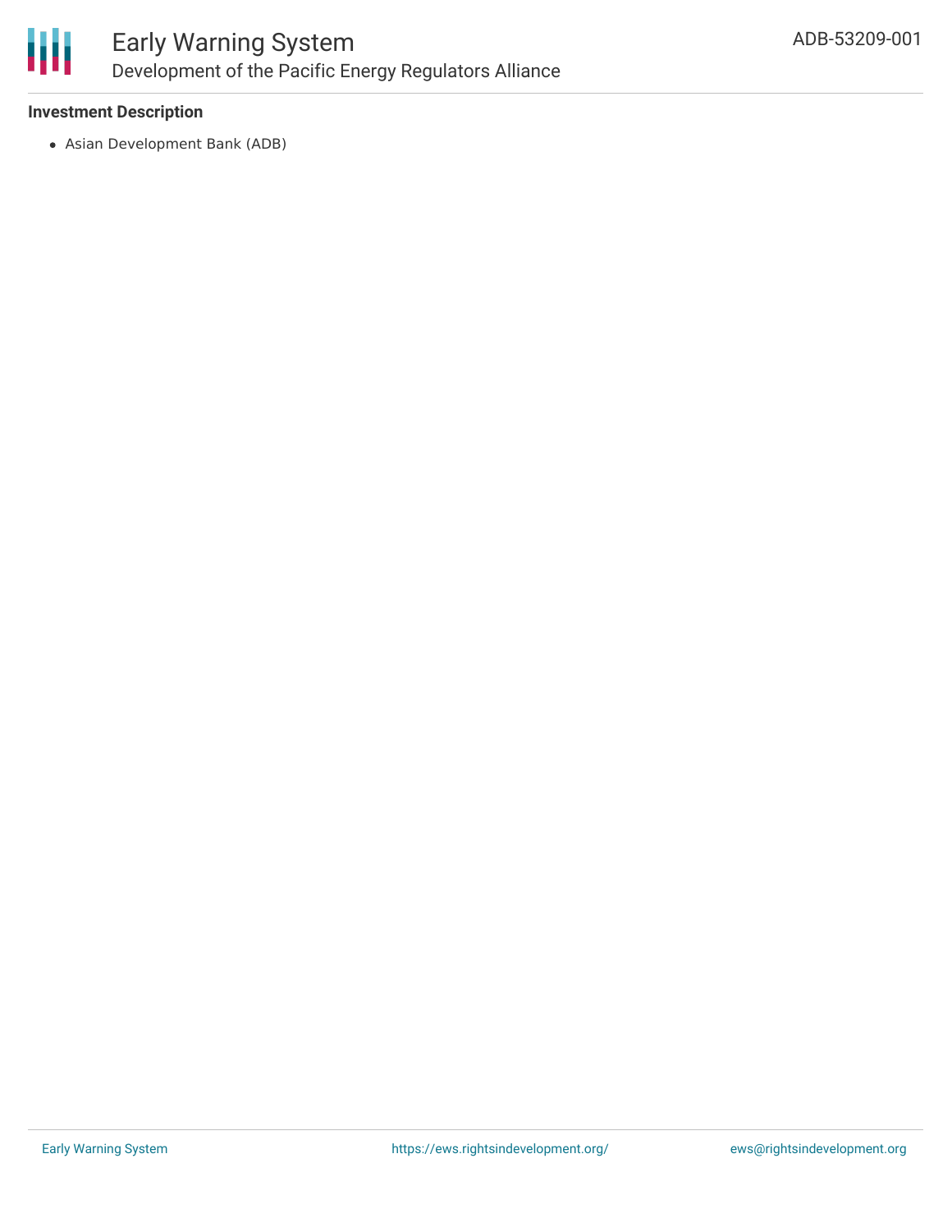**Investment Description**

- Asian Development Bank (ADB)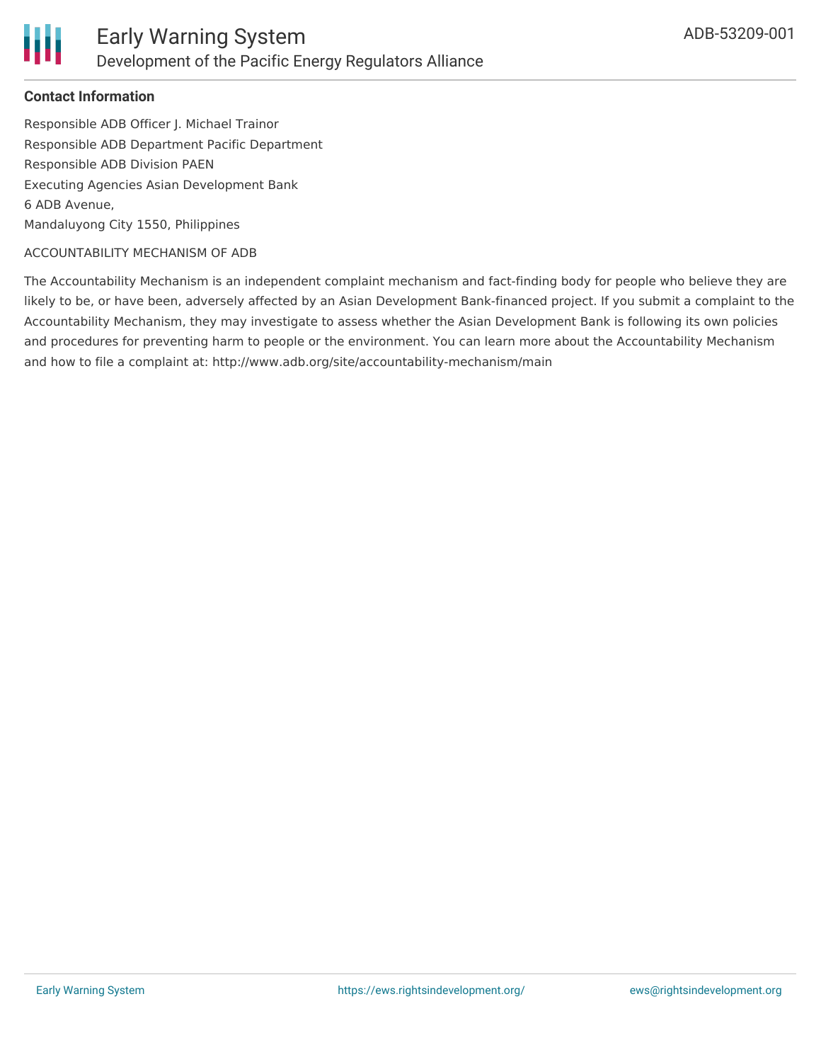### Contact Information

Responsible ADB Officer J. Michael Trainor
Responsible ADB Department Pacific Department
Responsible ADB Division PAEN
Executing Agencies Asian Development Bank
6 ADB Avenue,
Mandaluyong City 1550, Philippines

ACCOUNTABILITY MECHANISM OF ADB

The Accountability Mechanism is an independent complaint mechanism and fact-finding body for people who believe they are likely to be, or have been, adversely affected by an Asian Development Bank-financed project. If you submit a complaint to the Accountability Mechanism, they may investigate to assess whether the Asian Development Bank is following its own policies and procedures for preventing harm to people or the environment. You can learn more about the Accountability Mechanism and how to file a complaint at: http://www.adb.org/site/accountability-mechanism/main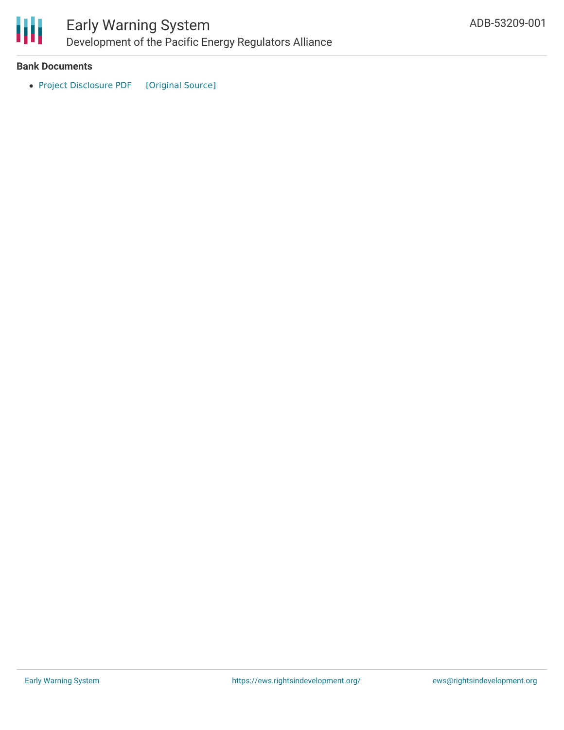**Bank Documents**

- Project Disclosure PDF [Original Source]